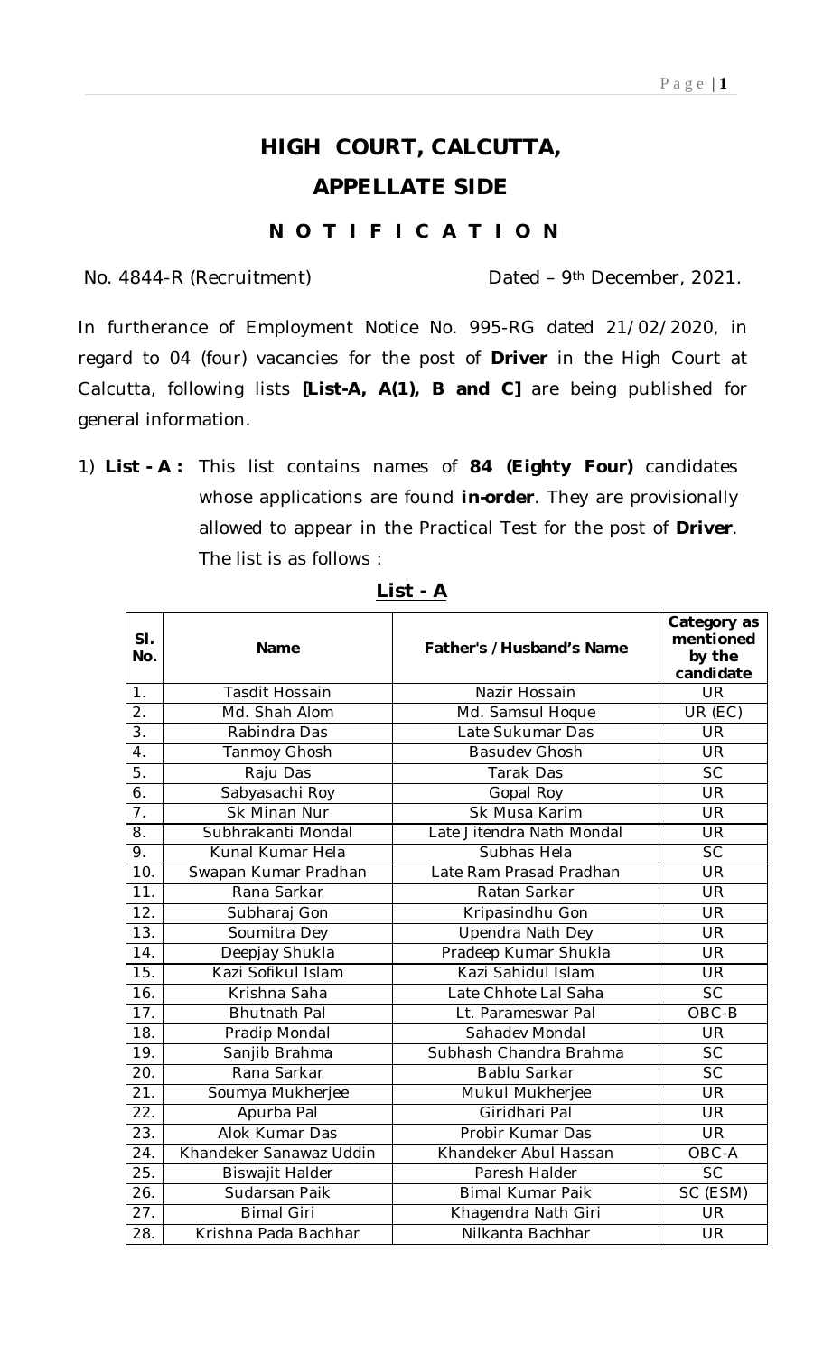# HIGH COURT, CALCUTTA,

## APPELLATE SIDE

### N O T I F I C A T I O N

No. 4844-R (Recruitment) Dated – 9th December, 2021.

In furtherance of Employment Notice No. 995-RG dated 21/02/2020, in regard to 04 (four) vacancies for the post of **Driver** in the High Court at Calcutta, following lists **[List-A, A(1), B and C]** are being published for general information.

1) **List - A :** This list contains names of **84 (Eighty Four)** candidates whose applications are found **in-order**. They are provisionally allowed to appear in the Practical Test for the post of **Driver**. The list is as follows :

**List - A**

| Sl. No. | Name | Father's /Husband's Name | Category as mentioned by the candidate |
|---|---|---|---|
| 1. | Tasdit Hossain | Nazir Hossain | UR |
| 2. | Md. Shah Alom | Md. Samsul Hoque | UR (EC) |
| 3. | Rabindra Das | Late Sukumar Das | UR |
| 4. | Tanmoy Ghosh | Basudev Ghosh | UR |
| 5. | Raju Das | Tarak Das | SC |
| 6. | Sabyasachi Roy | Gopal Roy | UR |
| 7. | Sk Minan Nur | Sk Musa Karim | UR |
| 8. | Subhrakanti Mondal | Late Jitendra Nath Mondal | UR |
| 9. | Kunal Kumar Hela | Subhas Hela | SC |
| 10. | Swapan Kumar Pradhan | Late Ram Prasad Pradhan | UR |
| 11. | Rana Sarkar | Ratan Sarkar | UR |
| 12. | Subharaj Gon | Kripasindhu Gon | UR |
| 13. | Soumitra Dey | Upendra Nath Dey | UR |
| 14. | Deepjay Shukla | Pradeep Kumar Shukla | UR |
| 15. | Kazi Sofikul Islam | Kazi Sahidul Islam | UR |
| 16. | Krishna Saha | Late Chhote Lal Saha | SC |
| 17. | Bhutnath Pal | Lt. Parameswar Pal | OBC-B |
| 18. | Pradip Mondal | Sahadev Mondal | UR |
| 19. | Sanjib Brahma | Subhash Chandra Brahma | SC |
| 20. | Rana Sarkar | Bablu Sarkar | SC |
| 21. | Soumya Mukherjee | Mukul Mukherjee | UR |
| 22. | Apurba Pal | Giridhari Pal | UR |
| 23. | Alok Kumar Das | Probir Kumar Das | UR |
| 24. | Khandeker Sanawaz Uddin | Khandeker Abul Hassan | OBC-A |
| 25. | Biswajit Halder | Paresh Halder | SC |
| 26. | Sudarsan Paik | Bimal Kumar Paik | SC (ESM) |
| 27. | Bimal Giri | Khagendra Nath Giri | UR |
| 28. | Krishna Pada Bachhar | Nilkanta Bachhar | UR |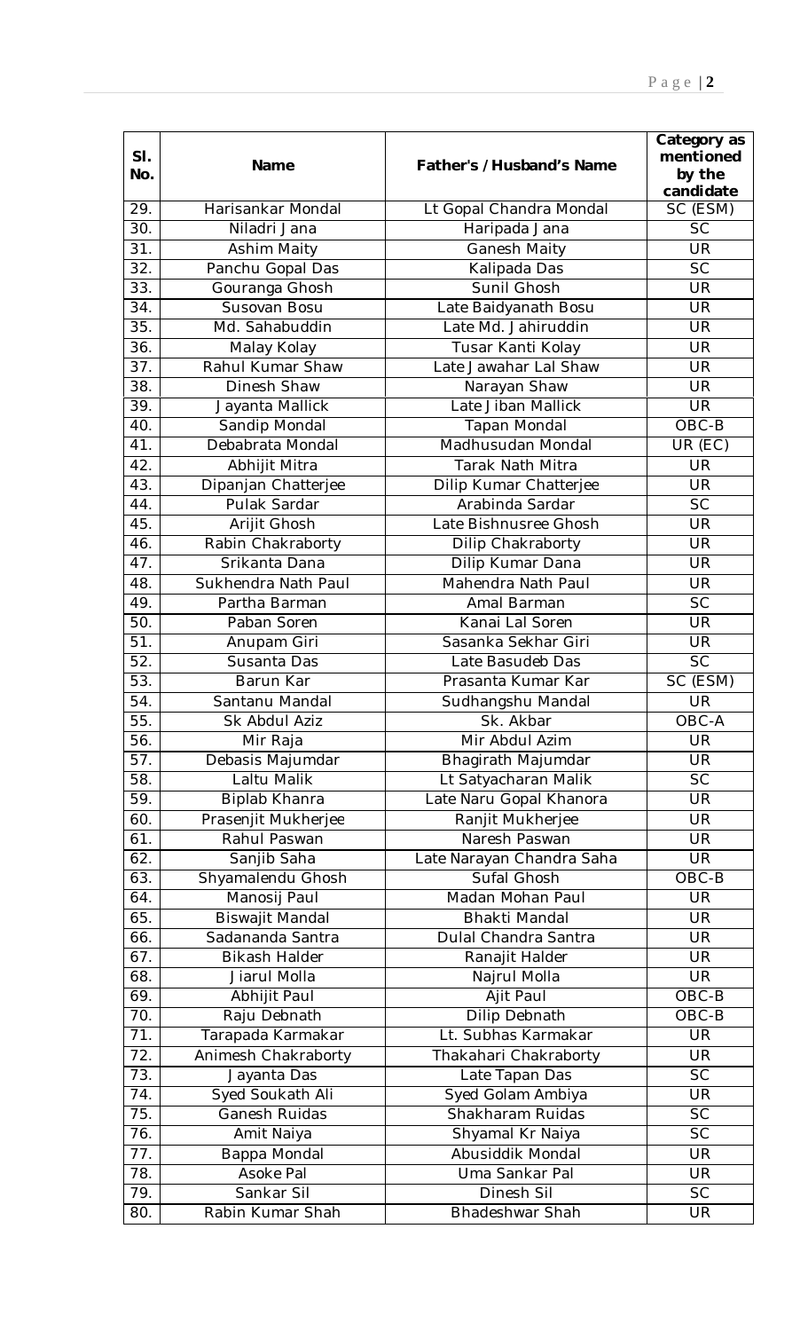| Sl. No. | Name | Father's /Husband's Name | Category as mentioned by the candidate |
|---|---|---|---|
| 29. | Harisankar Mondal | Lt Gopal Chandra Mondal | SC (ESM) |
| 30. | Niladri Jana | Haripada Jana | SC |
| 31. | Ashim Maity | Ganesh Maity | UR |
| 32. | Panchu Gopal Das | Kalipada Das | SC |
| 33. | Gouranga Ghosh | Sunil Ghosh | UR |
| 34. | Susovan Bosu | Late Baidyanath Bosu | UR |
| 35. | Md. Sahabuddin | Late Md. Jahiruddin | UR |
| 36. | Malay Kolay | Tusar Kanti Kolay | UR |
| 37. | Rahul Kumar Shaw | Late Jawahar Lal Shaw | UR |
| 38. | Dinesh Shaw | Narayan Shaw | UR |
| 39. | Jayanta Mallick | Late Jiban Mallick | UR |
| 40. | Sandip Mondal | Tapan Mondal | OBC-B |
| 41. | Debabrata Mondal | Madhusudan Mondal | UR (EC) |
| 42. | Abhijit Mitra | Tarak Nath Mitra | UR |
| 43. | Dipanjan Chatterjee | Dilip Kumar Chatterjee | UR |
| 44. | Pulak Sardar | Arabinda Sardar | SC |
| 45. | Arijit Ghosh | Late Bishnusree Ghosh | UR |
| 46. | Rabin Chakraborty | Dilip Chakraborty | UR |
| 47. | Srikanta Dana | Dilip Kumar Dana | UR |
| 48. | Sukhendra Nath Paul | Mahendra Nath Paul | UR |
| 49. | Partha Barman | Amal Barman | SC |
| 50. | Paban Soren | Kanai Lal Soren | UR |
| 51. | Anupam Giri | Sasanka Sekhar Giri | UR |
| 52. | Susanta Das | Late Basudeb Das | SC |
| 53. | Barun Kar | Prasanta Kumar Kar | SC (ESM) |
| 54. | Santanu Mandal | Sudhangshu Mandal | UR |
| 55. | Sk Abdul Aziz | Sk. Akbar | OBC-A |
| 56. | Mir Raja | Mir Abdul Azim | UR |
| 57. | Debasis Majumdar | Bhagirath Majumdar | UR |
| 58. | Laltu Malik | Lt Satyacharan Malik | SC |
| 59. | Biplab Khanra | Late Naru Gopal Khanora | UR |
| 60. | Prasenjit Mukherjee | Ranjit Mukherjee | UR |
| 61. | Rahul Paswan | Naresh Paswan | UR |
| 62. | Sanjib Saha | Late Narayan Chandra Saha | UR |
| 63. | Shyamalendu Ghosh | Sufal Ghosh | OBC-B |
| 64. | Manosij Paul | Madan Mohan Paul | UR |
| 65. | Biswajit Mandal | Bhakti Mandal | UR |
| 66. | Sadananda Santra | Dulal Chandra Santra | UR |
| 67. | Bikash Halder | Ranajit Halder | UR |
| 68. | Jiarul Molla | Najrul Molla | UR |
| 69. | Abhijit Paul | Ajit Paul | OBC-B |
| 70. | Raju Debnath | Dilip Debnath | OBC-B |
| 71. | Tarapada Karmakar | Lt. Subhas Karmakar | UR |
| 72. | Animesh Chakraborty | Thakahari Chakraborty | UR |
| 73. | Jayanta Das | Late Tapan Das | SC |
| 74. | Syed Soukath Ali | Syed Golam Ambiya | UR |
| 75. | Ganesh Ruidas | Shakharam Ruidas | SC |
| 76. | Amit Naiya | Shyamal Kr Naiya | SC |
| 77. | Bappa Mondal | Abusiddik Mondal | UR |
| 78. | Asoke Pal | Uma Sankar Pal | UR |
| 79. | Sankar Sil | Dinesh Sil | SC |
| 80. | Rabin Kumar Shah | Bhadeshwar Shah | UR |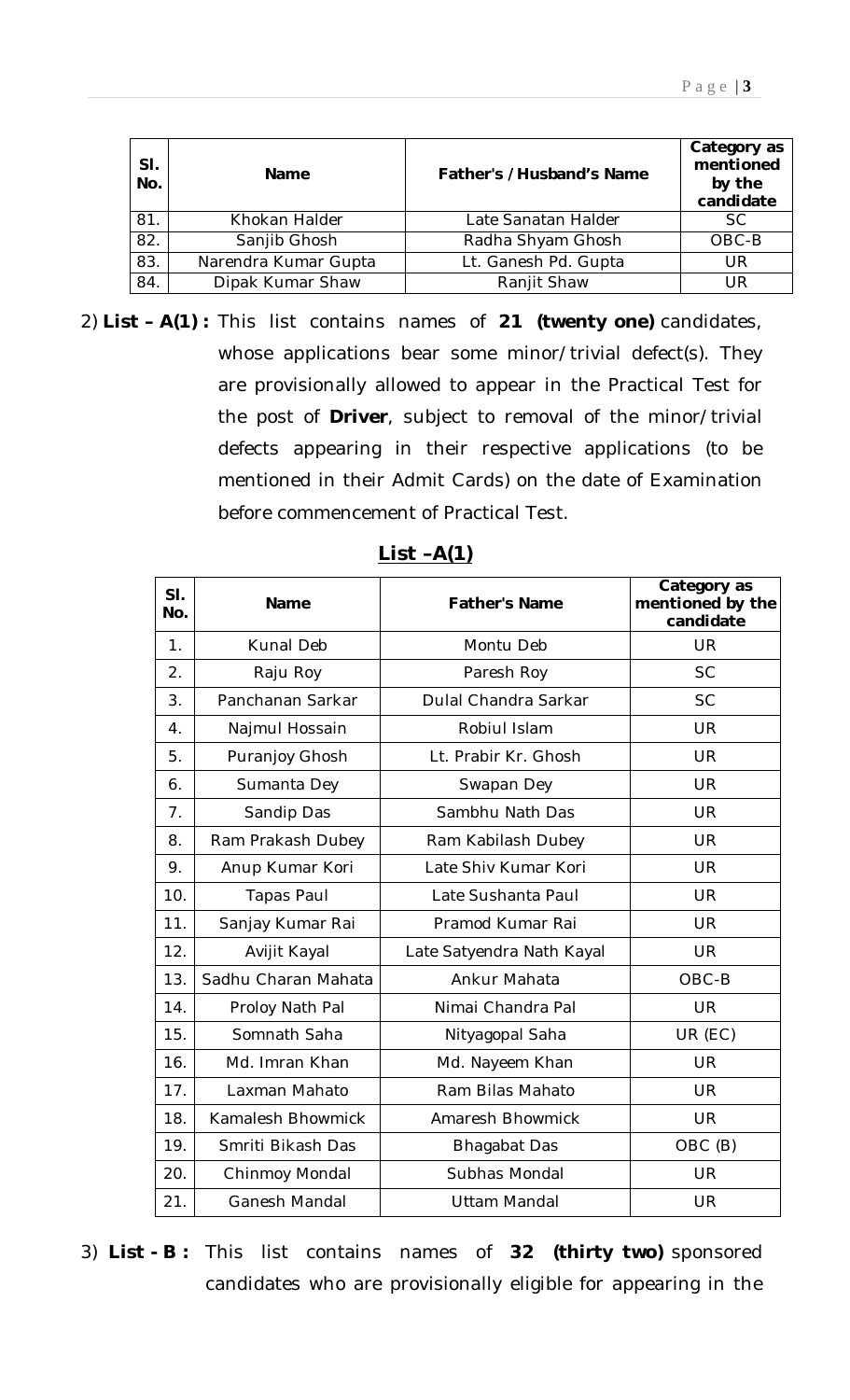| Sl. No. | Name | Father's /Husband's Name | Category as mentioned by the candidate |
|---|---|---|---|
| 81. | Khokan Halder | Late Sanatan Halder | SC |
| 82. | Sanjib Ghosh | Radha Shyam Ghosh | OBC-B |
| 83. | Narendra Kumar Gupta | Lt. Ganesh Pd. Gupta | UR |
| 84. | Dipak Kumar Shaw | Ranjit Shaw | UR |

2) **List – A(1) :** This list contains names of **21 (twenty one)** candidates, whose applications bear some minor/trivial defect(s). They are provisionally allowed to appear in the Practical Test for the post of **Driver**, subject to removal of the minor/trivial defects appearing in their respective applications (to be mentioned in their Admit Cards) on the date of Examination before commencement of Practical Test.

**List –A(1)**

| Sl. No. | Name | Father's Name | Category as mentioned by the candidate |
|---|---|---|---|
| 1. | Kunal Deb | Montu Deb | UR |
| 2. | Raju Roy | Paresh Roy | SC |
| 3. | Panchanan Sarkar | Dulal Chandra Sarkar | SC |
| 4. | Najmul Hossain | Robiul Islam | UR |
| 5. | Puranjoy Ghosh | Lt. Prabir Kr. Ghosh | UR |
| 6. | Sumanta Dey | Swapan Dey | UR |
| 7. | Sandip Das | Sambhu Nath Das | UR |
| 8. | Ram Prakash Dubey | Ram Kabilash Dubey | UR |
| 9. | Anup Kumar Kori | Late Shiv Kumar Kori | UR |
| 10. | Tapas Paul | Late Sushanta Paul | UR |
| 11. | Sanjay Kumar Rai | Pramod Kumar Rai | UR |
| 12. | Avijit Kayal | Late Satyendra Nath Kayal | UR |
| 13. | Sadhu Charan Mahata | Ankur Mahata | OBC-B |
| 14. | Proloy Nath Pal | Nimai Chandra Pal | UR |
| 15. | Somnath Saha | Nityagopal Saha | UR (EC) |
| 16. | Md. Imran Khan | Md. Nayeem Khan | UR |
| 17. | Laxman Mahato | Ram Bilas Mahato | UR |
| 18. | Kamalesh Bhowmick | Amaresh Bhowmick | UR |
| 19. | Smriti Bikash Das | Bhagabat Das | OBC (B) |
| 20. | Chinmoy Mondal | Subhas Mondal | UR |
| 21. | Ganesh Mandal | Uttam Mandal | UR |

3) **List - B :** This list contains names of **32 (thirty two)** sponsored candidates who are provisionally eligible for appearing in the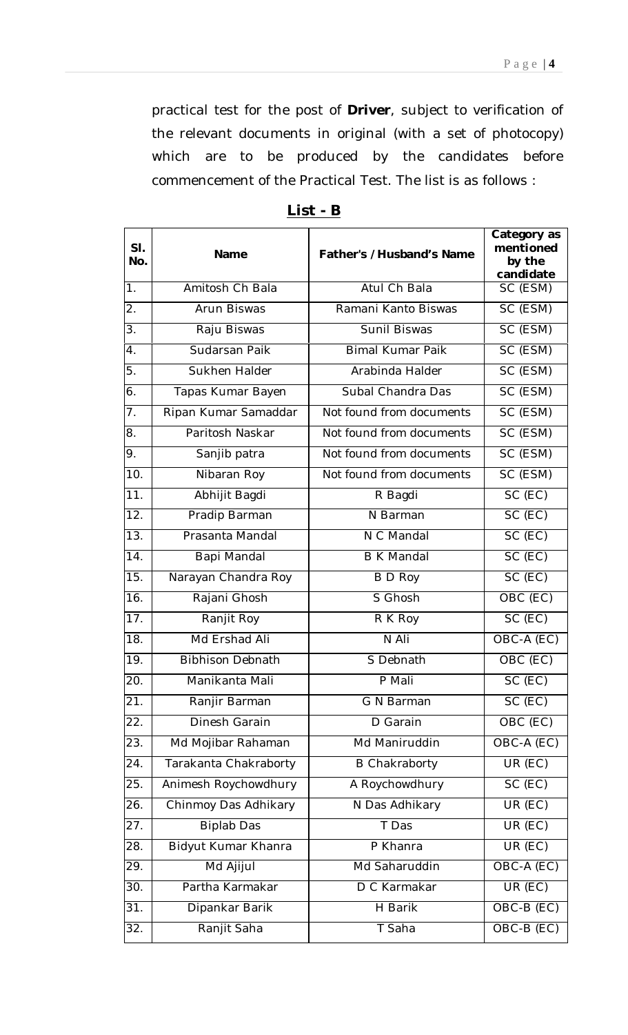practical test for the post of **Driver**, subject to verification of the relevant documents in original (with a set of photocopy) which are to be produced by the candidates before commencement of the Practical Test. The list is as follows :

**List - B**

| Sl. No. | Name | Father's /Husband's Name | Category as mentioned by the candidate |
|---|---|---|---|
| 1. | Amitosh Ch Bala | Atul Ch Bala | SC (ESM) |
| 2. | Arun Biswas | Ramani Kanto Biswas | SC (ESM) |
| 3. | Raju Biswas | Sunil Biswas | SC (ESM) |
| 4. | Sudarsan Paik | Bimal Kumar Paik | SC (ESM) |
| 5. | Sukhen Halder | Arabinda Halder | SC (ESM) |
| 6. | Tapas Kumar Bayen | Subal Chandra Das | SC (ESM) |
| 7. | Ripan Kumar Samaddar | Not found from documents | SC (ESM) |
| 8. | Paritosh Naskar | Not found from documents | SC (ESM) |
| 9. | Sanjib patra | Not found from documents | SC (ESM) |
| 10. | Nibaran Roy | Not found from documents | SC (ESM) |
| 11. | Abhijit Bagdi | R Bagdi | SC (EC) |
| 12. | Pradip Barman | N Barman | SC (EC) |
| 13. | Prasanta Mandal | N C Mandal | SC (EC) |
| 14. | Bapi Mandal | B K Mandal | SC (EC) |
| 15. | Narayan Chandra Roy | B D Roy | SC (EC) |
| 16. | Rajani Ghosh | S Ghosh | OBC (EC) |
| 17. | Ranjit Roy | R K Roy | SC (EC) |
| 18. | Md Ershad Ali | N Ali | OBC-A (EC) |
| 19. | Bibhison Debnath | S Debnath | OBC (EC) |
| 20. | Manikanta Mali | P Mali | SC (EC) |
| 21. | Ranjir Barman | G N Barman | SC (EC) |
| 22. | Dinesh Garain | D Garain | OBC (EC) |
| 23. | Md Mojibar Rahaman | Md Maniruddin | OBC-A (EC) |
| 24. | Tarakanta Chakraborty | B Chakraborty | UR (EC) |
| 25. | Animesh Roychowdhury | A Roychowdhury | SC (EC) |
| 26. | Chinmoy Das Adhikary | N Das Adhikary | UR (EC) |
| 27. | Biplab Das | T Das | UR (EC) |
| 28. | Bidyut Kumar Khanra | P Khanra | UR (EC) |
| 29. | Md Ajijul | Md Saharuddin | OBC-A (EC) |
| 30. | Partha Karmakar | D C Karmakar | UR (EC) |
| 31. | Dipankar Barik | H Barik | OBC-B (EC) |
| 32. | Ranjit Saha | T Saha | OBC-B (EC) |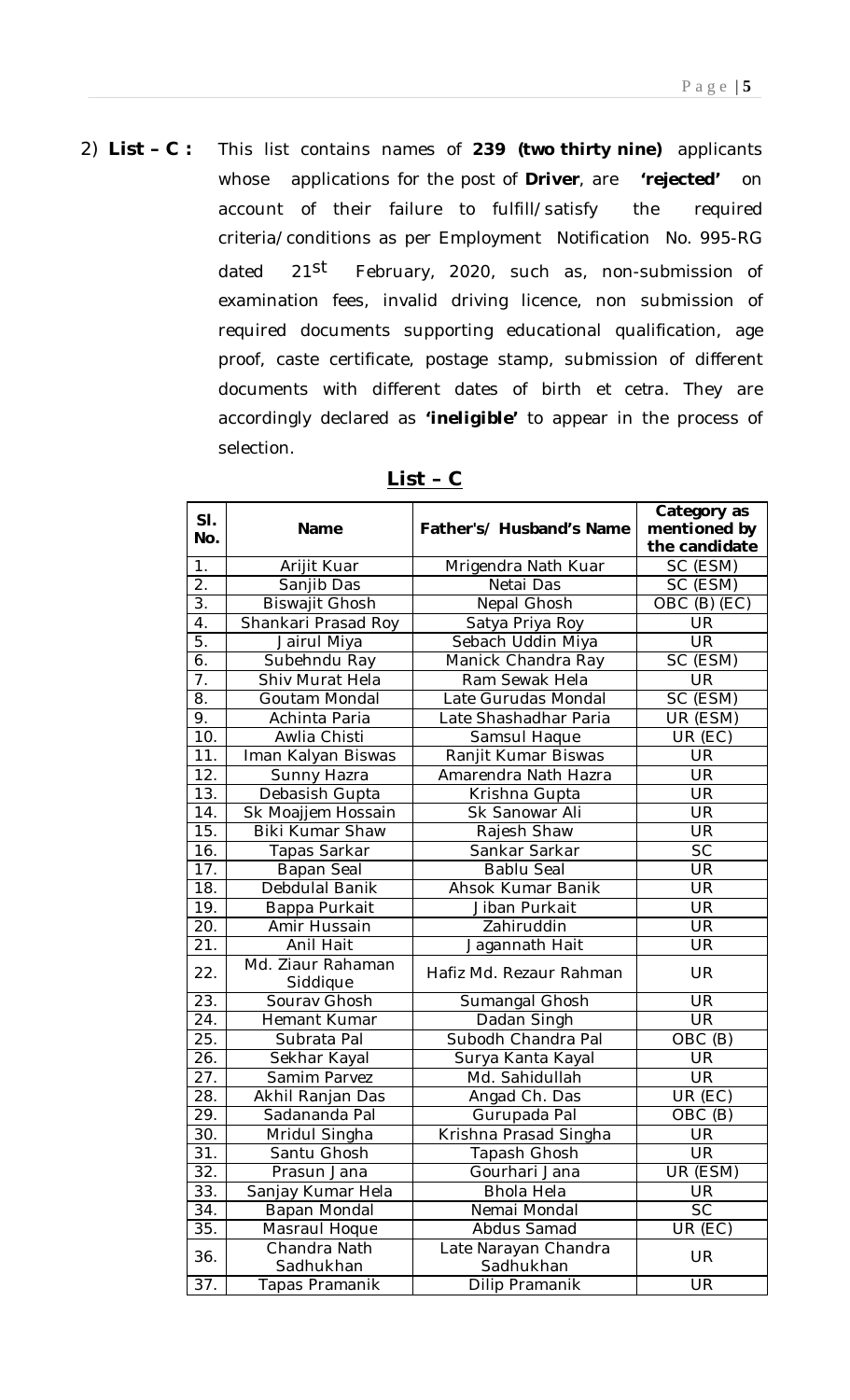2) **List – C :** This list contains names of **239 (two thirty nine)** applicants whose applications for the post of **Driver**, are **'rejected'** on account of their failure to fulfill/satisfy the required criteria/conditions as per Employment Notification No. 995-RG dated 21st February, 2020, such as, non-submission of examination fees, invalid driving licence, non submission of required documents supporting educational qualification, age proof, caste certificate, postage stamp, submission of different documents with different dates of birth et cetra. They are accordingly declared as **'ineligible'** to appear in the process of selection.

**List – C**

| Sl. No. | Name | Father's/ Husband's Name | Category as mentioned by the candidate |
|---|---|---|---|
| 1. | Arijit Kuar | Mrigendra Nath Kuar | SC (ESM) |
| 2. | Sanjib Das | Netai Das | SC (ESM) |
| 3. | Biswajit Ghosh | Nepal Ghosh | OBC (B) (EC) |
| 4. | Shankari Prasad Roy | Satya Priya Roy | UR |
| 5. | Jairul Miya | Sebach Uddin Miya | UR |
| 6. | Subehndu Ray | Manick Chandra Ray | SC (ESM) |
| 7. | Shiv Murat Hela | Ram Sewak Hela | UR |
| 8. | Goutam Mondal | Late Gurudas Mondal | SC (ESM) |
| 9. | Achinta Paria | Late Shashadhar Paria | UR (ESM) |
| 10. | Awlia Chisti | Samsul Haque | UR (EC) |
| 11. | Iman Kalyan Biswas | Ranjit Kumar Biswas | UR |
| 12. | Sunny Hazra | Amarendra Nath Hazra | UR |
| 13. | Debasish Gupta | Krishna Gupta | UR |
| 14. | Sk Moajjem Hossain | Sk Sanowar Ali | UR |
| 15. | Biki Kumar Shaw | Rajesh Shaw | UR |
| 16. | Tapas Sarkar | Sankar Sarkar | SC |
| 17. | Bapan Seal | Bablu Seal | UR |
| 18. | Debdulal Banik | Ahsok Kumar Banik | UR |
| 19. | Bappa Purkait | Jiban Purkait | UR |
| 20. | Amir Hussain | Zahiruddin | UR |
| 21. | Anil Hait | Jagannath Hait | UR |
| 22. | Md. Ziaur Rahaman Siddique | Hafiz Md. Rezaur Rahman | UR |
| 23. | Sourav Ghosh | Sumangal Ghosh | UR |
| 24. | Hemant Kumar | Dadan Singh | UR |
| 25. | Subrata Pal | Subodh Chandra Pal | OBC (B) |
| 26. | Sekhar Kayal | Surya Kanta Kayal | UR |
| 27. | Samim Parvez | Md. Sahidullah | UR |
| 28. | Akhil Ranjan Das | Angad Ch. Das | UR (EC) |
| 29. | Sadananda Pal | Gurupada Pal | OBC (B) |
| 30. | Mridul Singha | Krishna Prasad Singha | UR |
| 31. | Santu Ghosh | Tapash Ghosh | UR |
| 32. | Prasun Jana | Gourhari Jana | UR (ESM) |
| 33. | Sanjay Kumar Hela | Bhola Hela | UR |
| 34. | Bapan Mondal | Nemai Mondal | SC |
| 35. | Masraul Hoque | Abdus Samad | UR (EC) |
| 36. | Chandra Nath Sadhukhan | Late Narayan Chandra Sadhukhan | UR |
| 37. | Tapas Pramanik | Dilip Pramanik | UR |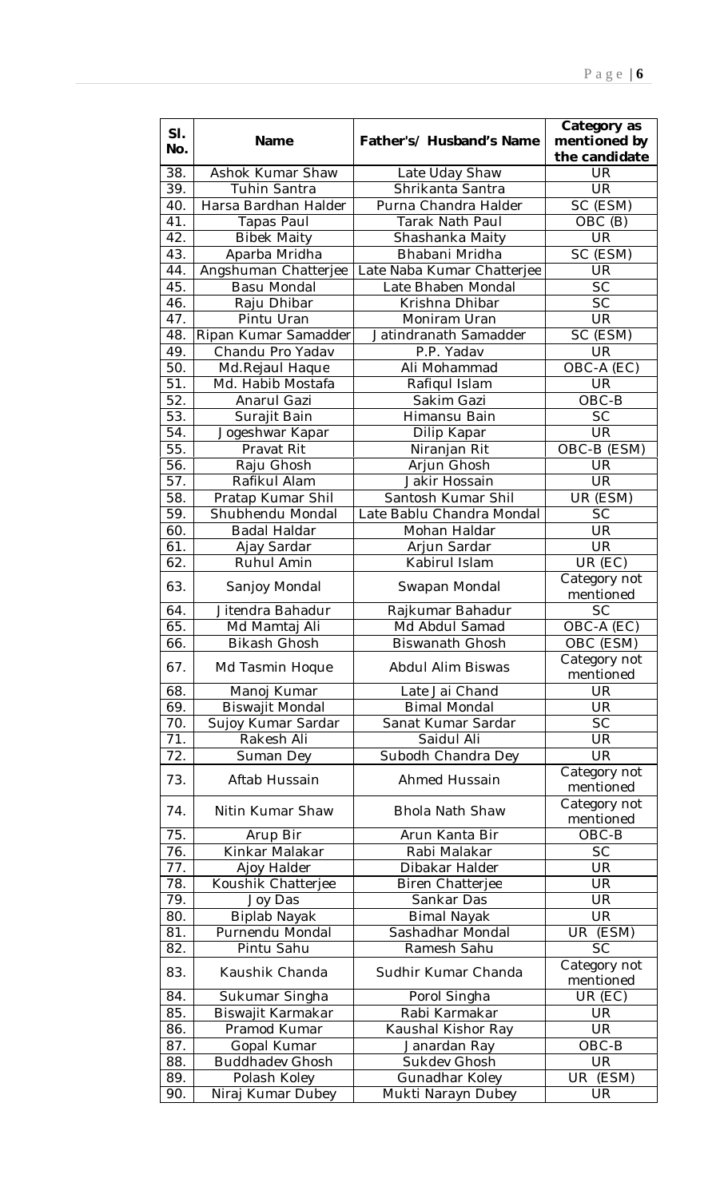| Sl. No. | Name | Father's/ Husband's Name | Category as mentioned by the candidate |
|---|---|---|---|
| 38. | Ashok Kumar Shaw | Late Uday Shaw | UR |
| 39. | Tuhin Santra | Shrikanta Santra | UR |
| 40. | Harsa Bardhan Halder | Purna Chandra Halder | SC (ESM) |
| 41. | Tapas Paul | Tarak Nath Paul | OBC (B) |
| 42. | Bibek Maity | Shashanka Maity | UR |
| 43. | Aparba Mridha | Bhabani Mridha | SC (ESM) |
| 44. | Angshuman Chatterjee | Late Naba Kumar Chatterjee | UR |
| 45. | Basu Mondal | Late Bhaben Mondal | SC |
| 46. | Raju Dhibar | Krishna Dhibar | SC |
| 47. | Pintu Uran | Moniram Uran | UR |
| 48. | Ripan Kumar Samadder | Jatindranath Samadder | SC (ESM) |
| 49. | Chandu Pro Yadav | P.P. Yadav | UR |
| 50. | Md.Rejaul Haque | Ali Mohammad | OBC-A (EC) |
| 51. | Md. Habib Mostafa | Rafiqul Islam | UR |
| 52. | Anarul Gazi | Sakim Gazi | OBC-B |
| 53. | Surajit Bain | Himansu Bain | SC |
| 54. | Jogeshwar Kapar | Dilip Kapar | UR |
| 55. | Pravat Rit | Niranjan Rit | OBC-B (ESM) |
| 56. | Raju Ghosh | Arjun Ghosh | UR |
| 57. | Rafikul Alam | Jakir Hossain | UR |
| 58. | Pratap Kumar Shil | Santosh Kumar Shil | UR (ESM) |
| 59. | Shubhendu Mondal | Late Bablu Chandra Mondal | SC |
| 60. | Badal Haldar | Mohan Haldar | UR |
| 61. | Ajay Sardar | Arjun Sardar | UR |
| 62. | Ruhul Amin | Kabirul Islam | UR (EC) |
| 63. | Sanjoy Mondal | Swapan Mondal | Category not mentioned |
| 64. | Jitendra Bahadur | Rajkumar Bahadur | SC |
| 65. | Md Mamtaj Ali | Md Abdul Samad | OBC-A (EC) |
| 66. | Bikash Ghosh | Biswanath Ghosh | OBC (ESM) |
| 67. | Md Tasmin Hoque | Abdul Alim Biswas | Category not mentioned |
| 68. | Manoj Kumar | Late Jai Chand | UR |
| 69. | Biswajit Mondal | Bimal Mondal | UR |
| 70. | Sujoy Kumar Sardar | Sanat Kumar Sardar | SC |
| 71. | Rakesh Ali | Saidul Ali | UR |
| 72. | Suman Dey | Subodh Chandra Dey | UR |
| 73. | Aftab Hussain | Ahmed Hussain | Category not mentioned |
| 74. | Nitin Kumar Shaw | Bhola Nath Shaw | Category not mentioned |
| 75. | Arup Bir | Arun Kanta Bir | OBC-B |
| 76. | Kinkar Malakar | Rabi Malakar | SC |
| 77. | Ajoy Halder | Dibakar Halder | UR |
| 78. | Koushik Chatterjee | Biren Chatterjee | UR |
| 79. | Joy Das | Sankar Das | UR |
| 80. | Biplab Nayak | Bimal Nayak | UR |
| 81. | Purnendu Mondal | Sashadhar Mondal | UR (ESM) |
| 82. | Pintu Sahu | Ramesh Sahu | SC |
| 83. | Kaushik Chanda | Sudhir Kumar Chanda | Category not mentioned |
| 84. | Sukumar Singha | Porol Singha | UR (EC) |
| 85. | Biswajit Karmakar | Rabi Karmakar | UR |
| 86. | Pramod Kumar | Kaushal Kishor Ray | UR |
| 87. | Gopal Kumar | Janardan Ray | OBC-B |
| 88. | Buddhadev Ghosh | Sukdev Ghosh | UR |
| 89. | Polash Koley | Gunadhar Koley | UR (ESM) |
| 90. | Niraj Kumar Dubey | Mukti Narayn Dubey | UR |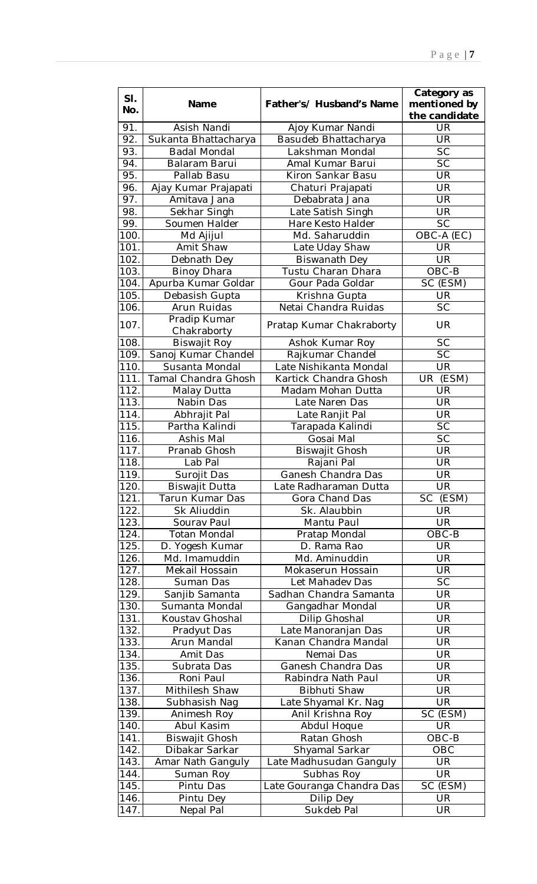| Sl. No. | Name | Father's/ Husband's Name | Category as mentioned by the candidate |
|---|---|---|---|
| 91. | Asish Nandi | Ajoy Kumar Nandi | UR |
| 92. | Sukanta Bhattacharya | Basudeb Bhattacharya | UR |
| 93. | Badal Mondal | Lakshman Mondal | SC |
| 94. | Balaram Barui | Amal Kumar Barui | SC |
| 95. | Pallab Basu | Kiron Sankar Basu | UR |
| 96. | Ajay Kumar Prajapati | Chaturi Prajapati | UR |
| 97. | Amitava Jana | Debabrata Jana | UR |
| 98. | Sekhar Singh | Late Satish Singh | UR |
| 99. | Soumen Halder | Hare Kesto Halder | SC |
| 100. | Md Ajijul | Md. Saharuddin | OBC-A (EC) |
| 101. | Amit Shaw | Late Uday Shaw | UR |
| 102. | Debnath Dey | Biswanath Dey | UR |
| 103. | Binoy Dhara | Tustu Charan Dhara | OBC-B |
| 104. | Apurba Kumar Goldar | Gour Pada Goldar | SC (ESM) |
| 105. | Debasish Gupta | Krishna Gupta | UR |
| 106. | Arun Ruidas | Netai Chandra Ruidas | SC |
| 107. | Pradip Kumar Chakraborty | Pratap Kumar Chakraborty | UR |
| 108. | Biswajit Roy | Ashok Kumar Roy | SC |
| 109. | Sanoj Kumar Chandel | Rajkumar Chandel | SC |
| 110. | Susanta Mondal | Late Nishikanta Mondal | UR |
| 111. | Tamal Chandra Ghosh | Kartick Chandra Ghosh | UR (ESM) |
| 112. | Malay Dutta | Madam Mohan Dutta | UR |
| 113. | Nabin Das | Late Naren Das | UR |
| 114. | Abhrajit Pal | Late Ranjit Pal | UR |
| 115. | Partha Kalindi | Tarapada Kalindi | SC |
| 116. | Ashis Mal | Gosai Mal | SC |
| 117. | Pranab Ghosh | Biswajit Ghosh | UR |
| 118. | Lab Pal | Rajani Pal | UR |
| 119. | Surojit Das | Ganesh Chandra Das | UR |
| 120. | Biswajit Dutta | Late Radharaman Dutta | UR |
| 121. | Tarun Kumar Das | Gora Chand Das | SC (ESM) |
| 122. | Sk Aliuddin | Sk. Alaubbin | UR |
| 123. | Sourav Paul | Mantu Paul | UR |
| 124. | Totan Mondal | Pratap Mondal | OBC-B |
| 125. | D. Yogesh Kumar | D. Rama Rao | UR |
| 126. | Md. Imamuddin | Md. Aminuddin | UR |
| 127. | Mekail Hossain | Mokaserun Hossain | UR |
| 128. | Suman Das | Let Mahadev Das | SC |
| 129. | Sanjib Samanta | Sadhan Chandra Samanta | UR |
| 130. | Sumanta Mondal | Gangadhar Mondal | UR |
| 131. | Koustav Ghoshal | Dilip Ghoshal | UR |
| 132. | Pradyut Das | Late Manoranjan Das | UR |
| 133. | Arun Mandal | Kanan Chandra Mandal | UR |
| 134. | Amit Das | Nemai Das | UR |
| 135. | Subrata Das | Ganesh Chandra Das | UR |
| 136. | Roni Paul | Rabindra Nath Paul | UR |
| 137. | Mithilesh Shaw | Bibhuti Shaw | UR |
| 138. | Subhasish Nag | Late Shyamal Kr. Nag | UR |
| 139. | Animesh Roy | Anil Krishna Roy | SC (ESM) |
| 140. | Abul Kasim | Abdul Hoque | UR |
| 141. | Biswajit Ghosh | Ratan Ghosh | OBC-B |
| 142. | Dibakar Sarkar | Shyamal Sarkar | OBC |
| 143. | Amar Nath Ganguly | Late Madhusudan Ganguly | UR |
| 144. | Suman Roy | Subhas Roy | UR |
| 145. | Pintu Das | Late Gouranga Chandra Das | SC (ESM) |
| 146. | Pintu Dey | Dilip Dey | UR |
| 147. | Nepal Pal | Sukdeb Pal | UR |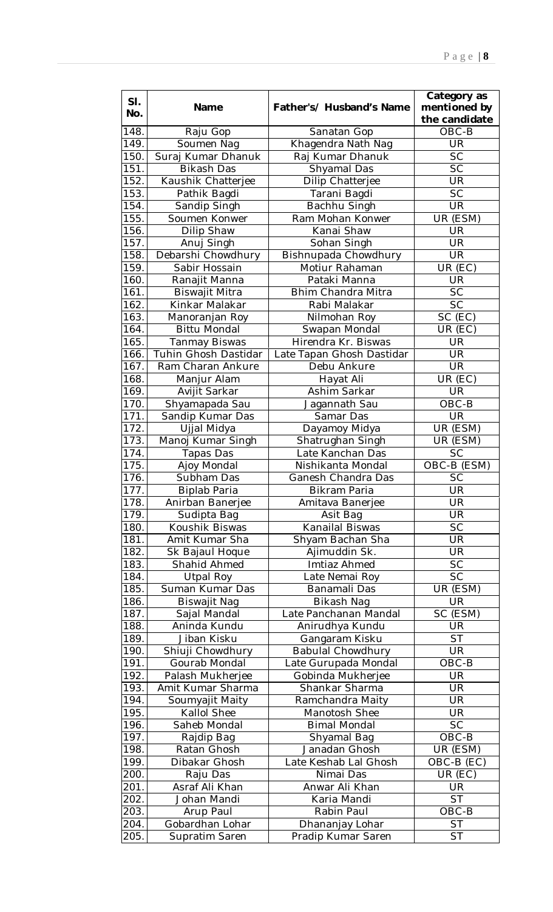| Sl. No. | Name | Father's/ Husband's Name | Category as mentioned by the candidate |
|---|---|---|---|
| 148. | Raju Gop | Sanatan Gop | OBC-B |
| 149. | Soumen Nag | Khagendra Nath Nag | UR |
| 150. | Suraj Kumar Dhanuk | Raj Kumar Dhanuk | SC |
| 151. | Bikash Das | Shyamal Das | SC |
| 152. | Kaushik Chatterjee | Dilip Chatterjee | UR |
| 153. | Pathik Bagdi | Tarani Bagdi | SC |
| 154. | Sandip Singh | Bachhu Singh | UR |
| 155. | Soumen Konwer | Ram Mohan Konwer | UR (ESM) |
| 156. | Dilip Shaw | Kanai Shaw | UR |
| 157. | Anuj Singh | Sohan Singh | UR |
| 158. | Debarshi Chowdhury | Bishnupada Chowdhury | UR |
| 159. | Sabir Hossain | Motiur Rahaman | UR (EC) |
| 160. | Ranajit Manna | Pataki Manna | UR |
| 161. | Biswajit Mitra | Bhim Chandra Mitra | SC |
| 162. | Kinkar Malakar | Rabi Malakar | SC |
| 163. | Manoranjan Roy | Nilmohan Roy | SC (EC) |
| 164. | Bittu Mondal | Swapan Mondal | UR (EC) |
| 165. | Tanmay Biswas | Hirendra Kr. Biswas | UR |
| 166. | Tuhin Ghosh Dastidar | Late Tapan Ghosh Dastidar | UR |
| 167. | Ram Charan Ankure | Debu Ankure | UR |
| 168. | Manjur Alam | Hayat Ali | UR (EC) |
| 169. | Avijit Sarkar | Ashim Sarkar | UR |
| 170. | Shyamapada Sau | Jagannath Sau | OBC-B |
| 171. | Sandip Kumar Das | Samar Das | UR |
| 172. | Ujjal Midya | Dayamoy Midya | UR (ESM) |
| 173. | Manoj Kumar Singh | Shatrughan Singh | UR (ESM) |
| 174. | Tapas Das | Late Kanchan Das | SC |
| 175. | Ajoy Mondal | Nishikanta Mondal | OBC-B (ESM) |
| 176. | Subham Das | Ganesh Chandra Das | SC |
| 177. | Biplab Paria | Bikram Paria | UR |
| 178. | Anirban Banerjee | Amitava Banerjee | UR |
| 179. | Sudipta Bag | Asit Bag | UR |
| 180. | Koushik Biswas | Kanailal Biswas | SC |
| 181. | Amit Kumar Sha | Shyam Bachan Sha | UR |
| 182. | Sk Bajaul Hoque | Ajimuddin Sk. | UR |
| 183. | Shahid Ahmed | Imtiaz Ahmed | SC |
| 184. | Utpal Roy | Late Nemai Roy | SC |
| 185. | Suman Kumar Das | Banamali Das | UR (ESM) |
| 186. | Biswajit Nag | Bikash Nag | UR |
| 187. | Sajal Mandal | Late Panchanan Mandal | SC (ESM) |
| 188. | Aninda Kundu | Anirudhya Kundu | UR |
| 189. | Jiban Kisku | Gangaram Kisku | ST |
| 190. | Shiuji Chowdhury | Babulal Chowdhury | UR |
| 191. | Gourab Mondal | Late Gurupada Mondal | OBC-B |
| 192. | Palash Mukherjee | Gobinda Mukherjee | UR |
| 193. | Amit Kumar Sharma | Shankar Sharma | UR |
| 194. | Soumyajit Maity | Ramchandra Maity | UR |
| 195. | Kallol Shee | Manotosh Shee | UR |
| 196. | Saheb Mondal | Bimal Mondal | SC |
| 197. | Rajdip Bag | Shyamal Bag | OBC-B |
| 198. | Ratan Ghosh | Janadan Ghosh | UR (ESM) |
| 199. | Dibakar Ghosh | Late Keshab Lal Ghosh | OBC-B (EC) |
| 200. | Raju Das | Nimai Das | UR (EC) |
| 201. | Asraf Ali Khan | Anwar Ali Khan | UR |
| 202. | Johan Mandi | Karia Mandi | ST |
| 203. | Arup Paul | Rabin Paul | OBC-B |
| 204. | Gobardhan Lohar | Dhananjay Lohar | ST |
| 205. | Supratim Saren | Pradip Kumar Saren | ST |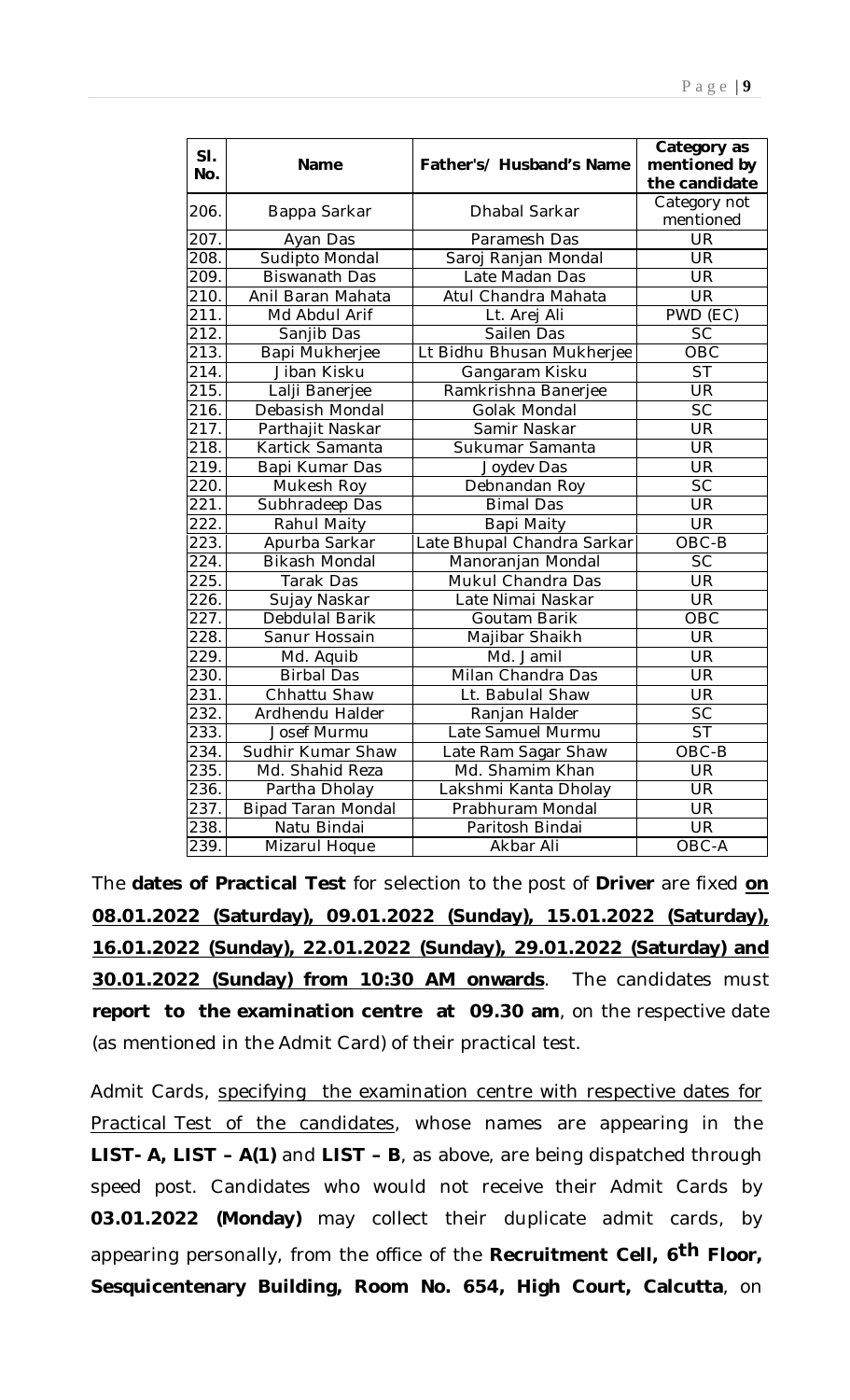| Sl. No. | Name | Father's/ Husband's Name | Category as mentioned by the candidate |
|---|---|---|---|
| 206. | Bappa Sarkar | Dhabal Sarkar | Category not mentioned |
| 207. | Ayan Das | Paramesh Das | UR |
| 208. | Sudipto Mondal | Saroj Ranjan Mondal | UR |
| 209. | Biswanath Das | Late Madan Das | UR |
| 210. | Anil Baran Mahata | Atul Chandra Mahata | UR |
| 211. | Md Abdul Arif | Lt. Arej Ali | PWD (EC) |
| 212. | Sanjib Das | Sailen Das | SC |
| 213. | Bapi Mukherjee | Lt Bidhu Bhusan Mukherjee | OBC |
| 214. | Jiban Kisku | Gangaram Kisku | ST |
| 215. | Lalji Banerjee | Ramkrishna Banerjee | UR |
| 216. | Debasish Mondal | Golak Mondal | SC |
| 217. | Parthajit Naskar | Samir Naskar | UR |
| 218. | Kartick Samanta | Sukumar Samanta | UR |
| 219. | Bapi Kumar Das | Joydev Das | UR |
| 220. | Mukesh Roy | Debnandan Roy | SC |
| 221. | Subhradeep Das | Bimal Das | UR |
| 222. | Rahul Maity | Bapi Maity | UR |
| 223. | Apurba Sarkar | Late Bhupal Chandra Sarkar | OBC-B |
| 224. | Bikash Mondal | Manoranjan Mondal | SC |
| 225. | Tarak Das | Mukul Chandra Das | UR |
| 226. | Sujay Naskar | Late Nimai Naskar | UR |
| 227. | Debdulal Barik | Goutam Barik | OBC |
| 228. | Sanur Hossain | Majibar Shaikh | UR |
| 229. | Md. Aquib | Md. Jamil | UR |
| 230. | Birbal Das | Milan Chandra Das | UR |
| 231. | Chhattu Shaw | Lt. Babulal Shaw | UR |
| 232. | Ardhendu Halder | Ranjan Halder | SC |
| 233. | Josef Murmu | Late Samuel Murmu | ST |
| 234. | Sudhir Kumar Shaw | Late Ram Sagar Shaw | OBC-B |
| 235. | Md. Shahid Reza | Md. Shamim Khan | UR |
| 236. | Partha Dholay | Lakshmi Kanta Dholay | UR |
| 237. | Bipad Taran Mondal | Prabhuram Mondal | UR |
| 238. | Natu Bindai | Paritosh Bindai | UR |
| 239. | Mizarul Hoque | Akbar Ali | OBC-A |

The **dates of Practical Test** for selection to the post of **Driver** are fixed **on 08.01.2022 (Saturday), 09.01.2022 (Sunday), 15.01.2022 (Saturday), 16.01.2022 (Sunday), 22.01.2022 (Sunday), 29.01.2022 (Saturday) and 30.01.2022 (Sunday) from 10:30 AM onwards**. The candidates must **report to the examination centre at 09.30 am**, on the respective date (as mentioned in the Admit Card) of their practical test.

Admit Cards, specifying the examination centre with respective dates for Practical Test of the candidates, whose names are appearing in the **LIST- A, LIST – A(1)** and **LIST – B**, as above, are being dispatched through speed post. Candidates who would not receive their Admit Cards by **03.01.2022 (Monday)** may collect their duplicate admit cards, by appearing personally, from the office of the **Recruitment Cell, 6th Floor, Sesquicentenary Building, Room No. 654, High Court, Calcutta**, on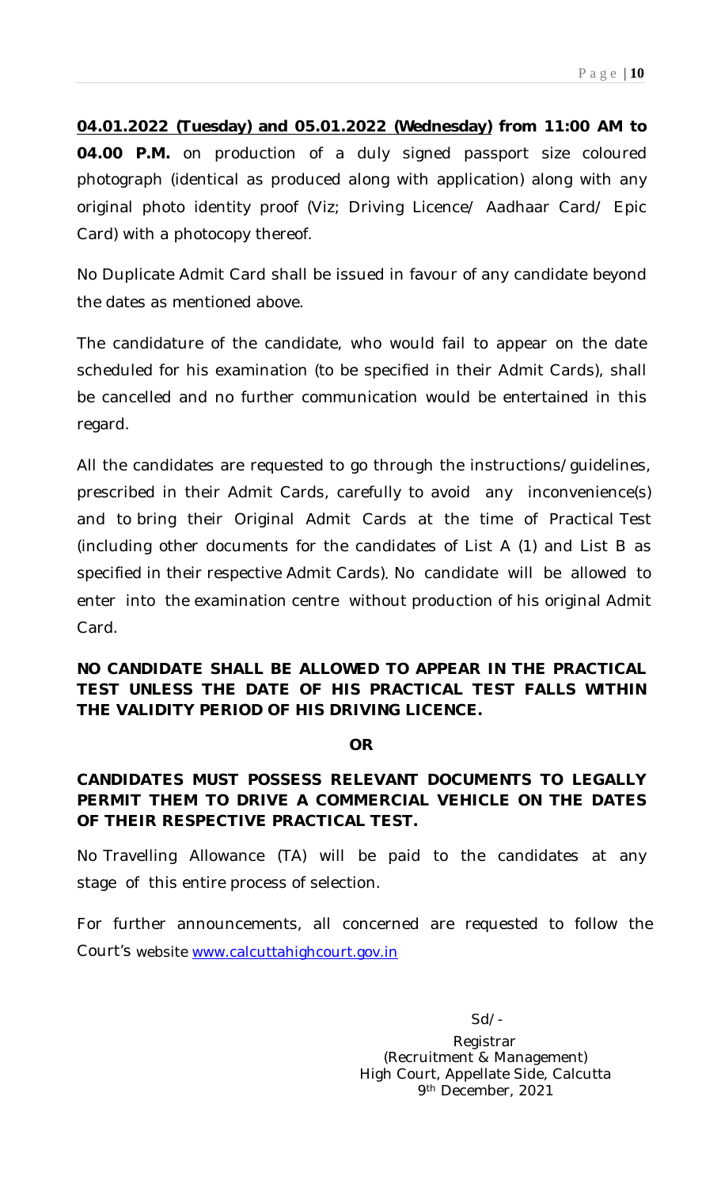**04.01.2022 (Tuesday) and 05.01.2022 (Wednesday) from 11:00 AM to 04.00 P.M.** on production of a duly signed passport size coloured photograph (identical as produced along with application) along with any original photo identity proof (Viz; Driving Licence/ Aadhaar Card/ Epic Card) with a photocopy thereof.

No Duplicate Admit Card shall be issued in favour of any candidate beyond the dates as mentioned above.

The candidature of the candidate, who would fail to appear on the date scheduled for his examination (to be specified in their Admit Cards), shall be cancelled and no further communication would be entertained in this regard.

All the candidates are requested to go through the instructions/guidelines, prescribed in their Admit Cards, carefully to avoid any inconvenience(s) and to bring their Original Admit Cards at the time of Practical Test (including other documents for the candidates of List A (1) and List B as specified in their respective Admit Cards). No candidate will be allowed to enter into the examination centre without production of his original Admit Card.

**NO CANDIDATE SHALL BE ALLOWED TO APPEAR IN THE PRACTICAL TEST UNLESS THE DATE OF HIS PRACTICAL TEST FALLS WITHIN THE VALIDITY PERIOD OF HIS DRIVING LICENCE.**

**OR**

**CANDIDATES MUST POSSESS RELEVANT DOCUMENTS TO LEGALLY PERMIT THEM TO DRIVE A COMMERCIAL VEHICLE ON THE DATES OF THEIR RESPECTIVE PRACTICAL TEST.**

No Travelling Allowance (TA) will be paid to the candidates at any stage of this entire process of selection.

For further announcements, all concerned are requested to follow the Court's website www.calcuttahighcourt.gov.in

Sd/-

Registrar
(Recruitment & Management)
High Court, Appellate Side, Calcutta
9th December, 2021